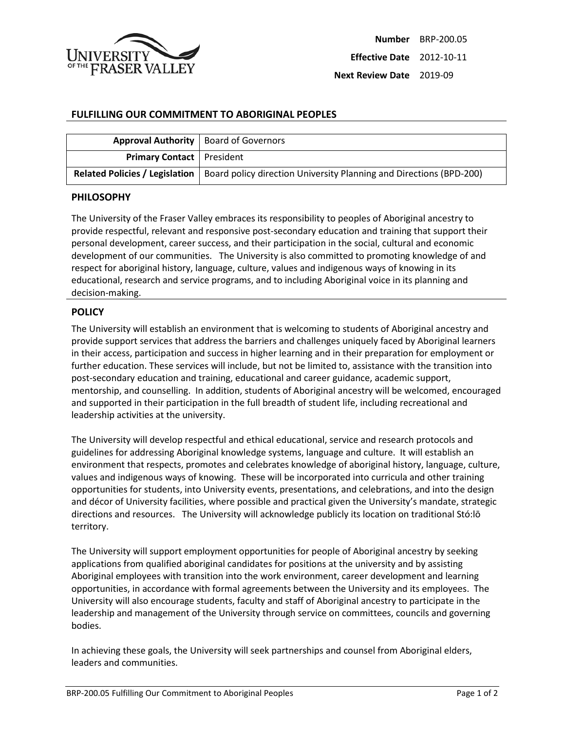| | |
|---|---|
| **Number** | BRP-200.05 |
| **Effective Date** | 2012-10-11 |
| **Next Review Date** | 2019-09 |

# FULFILLING OUR COMMITMENT TO ABORIGINAL PEOPLES

| | |
|---|---|
| **Approval Authority** | Board of Governors |
| **Primary Contact** | President |
| **Related Policies / Legislation** | Board policy direction University Planning and Directions (BPD-200) |

## PHILOSOPHY

The University of the Fraser Valley embraces its responsibility to peoples of Aboriginal ancestry to provide respectful, relevant and responsive post-secondary education and training that support their personal development, career success, and their participation in the social, cultural and economic development of our communities. The University is also committed to promoting knowledge of and respect for aboriginal history, language, culture, values and indigenous ways of knowing in its educational, research and service programs, and to including Aboriginal voice in its planning and decision-making.

## POLICY

The University will establish an environment that is welcoming to students of Aboriginal ancestry and provide support services that address the barriers and challenges uniquely faced by Aboriginal learners in their access, participation and success in higher learning and in their preparation for employment or further education. These services will include, but not be limited to, assistance with the transition into post-secondary education and training, educational and career guidance, academic support, mentorship, and counselling. In addition, students of Aboriginal ancestry will be welcomed, encouraged and supported in their participation in the full breadth of student life, including recreational and leadership activities at the university.

The University will develop respectful and ethical educational, service and research protocols and guidelines for addressing Aboriginal knowledge systems, language and culture. It will establish an environment that respects, promotes and celebrates knowledge of aboriginal history, language, culture, values and indigenous ways of knowing. These will be incorporated into curricula and other training opportunities for students, into University events, presentations, and celebrations, and into the design and décor of University facilities, where possible and practical given the University's mandate, strategic directions and resources. The University will acknowledge publicly its location on traditional Stó:lō territory.

The University will support employment opportunities for people of Aboriginal ancestry by seeking applications from qualified aboriginal candidates for positions at the university and by assisting Aboriginal employees with transition into the work environment, career development and learning opportunities, in accordance with formal agreements between the University and its employees. The University will also encourage students, faculty and staff of Aboriginal ancestry to participate in the leadership and management of the University through service on committees, councils and governing bodies.

In achieving these goals, the University will seek partnerships and counsel from Aboriginal elders, leaders and communities.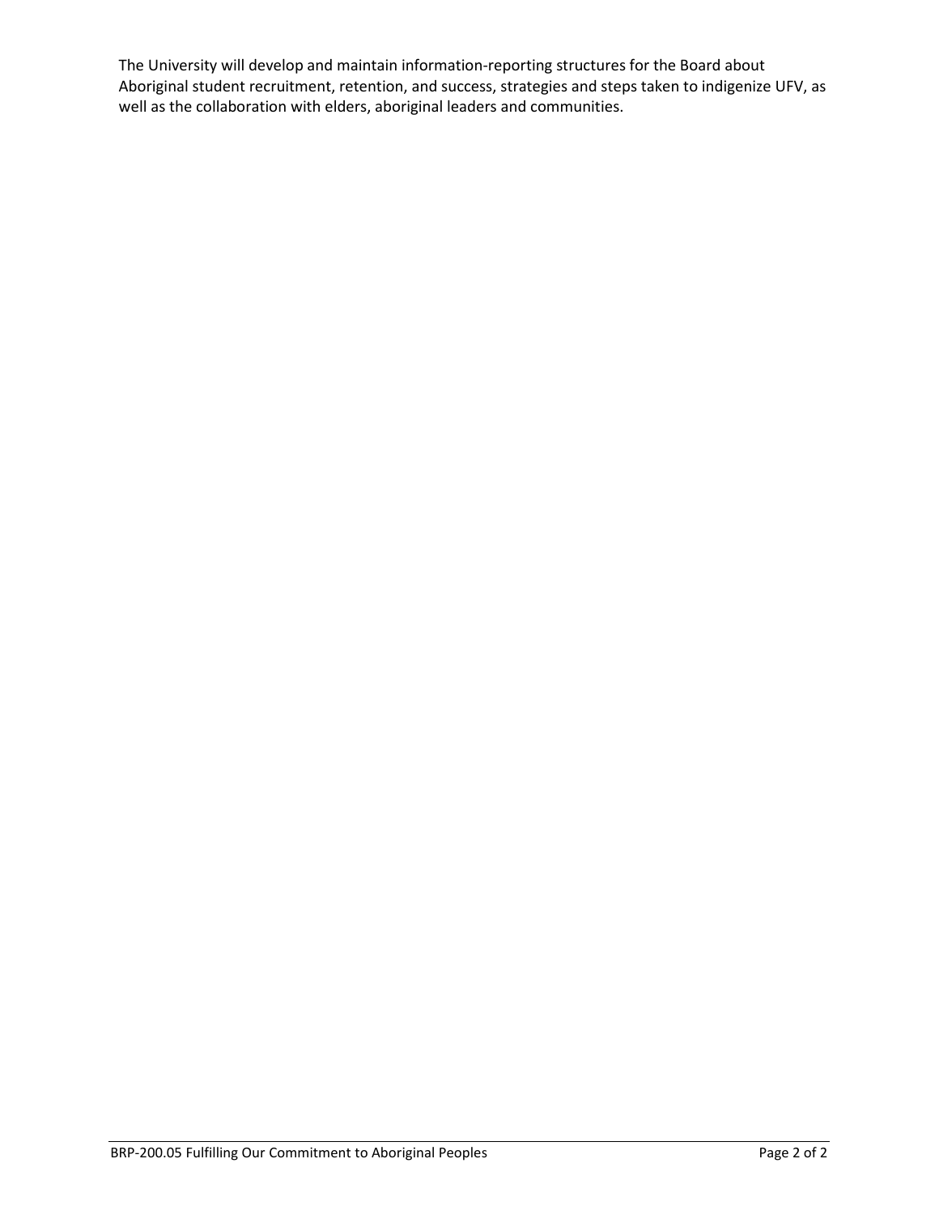The University will develop and maintain information-reporting structures for the Board about Aboriginal student recruitment, retention, and success, strategies and steps taken to indigenize UFV, as well as the collaboration with elders, aboriginal leaders and communities.